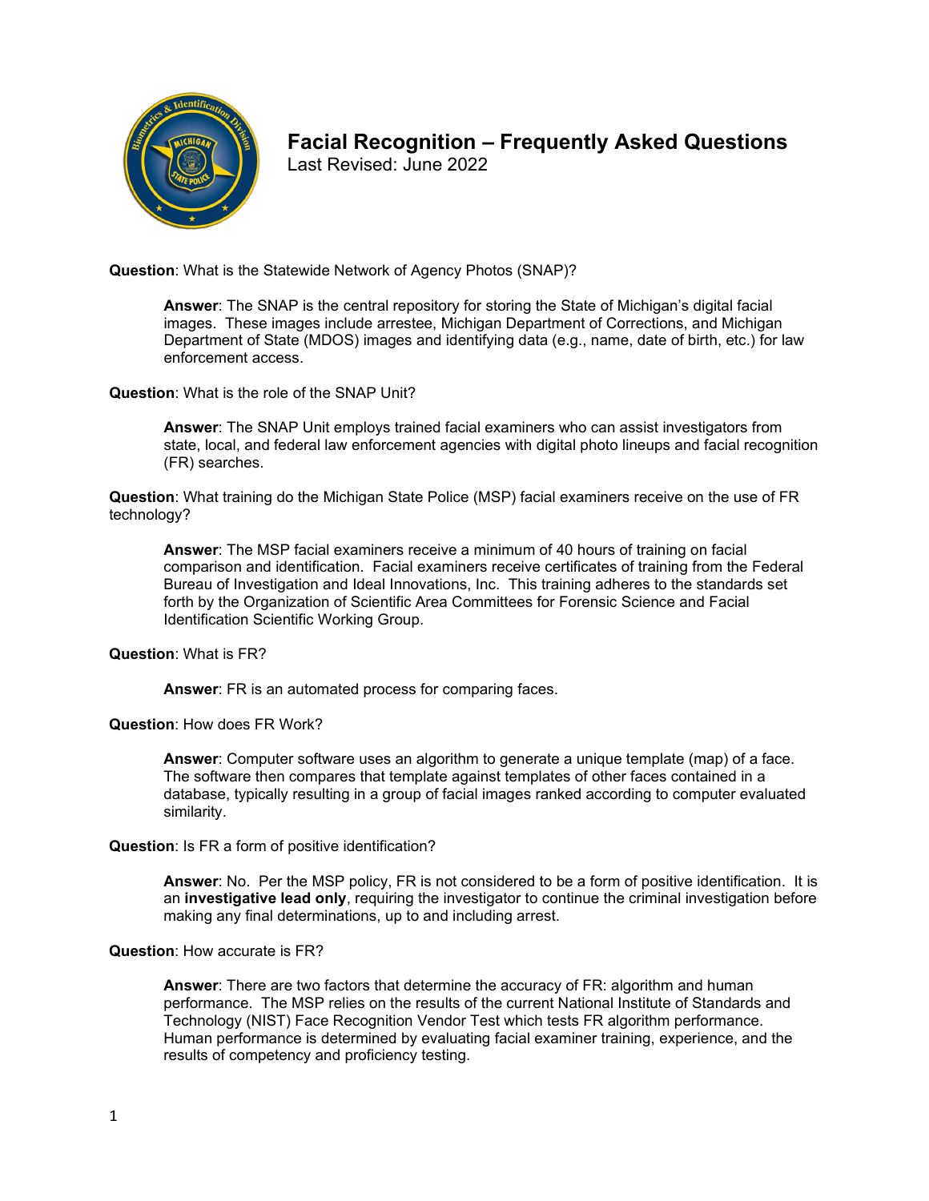# Facial Recognition – Frequently Asked Questions

Last Revised: June 2022

**Question**: What is the Statewide Network of Agency Photos (SNAP)?

> **Answer**: The SNAP is the central repository for storing the State of Michigan's digital facial images. These images include arrestee, Michigan Department of Corrections, and Michigan Department of State (MDOS) images and identifying data (e.g., name, date of birth, etc.) for law enforcement access.

**Question**: What is the role of the SNAP Unit?

> **Answer**: The SNAP Unit employs trained facial examiners who can assist investigators from state, local, and federal law enforcement agencies with digital photo lineups and facial recognition (FR) searches.

**Question**: What training do the Michigan State Police (MSP) facial examiners receive on the use of FR technology?

> **Answer**: The MSP facial examiners receive a minimum of 40 hours of training on facial comparison and identification. Facial examiners receive certificates of training from the Federal Bureau of Investigation and Ideal Innovations, Inc. This training adheres to the standards set forth by the Organization of Scientific Area Committees for Forensic Science and Facial Identification Scientific Working Group.

**Question**: What is FR?

> **Answer**: FR is an automated process for comparing faces.

**Question**: How does FR Work?

> **Answer**: Computer software uses an algorithm to generate a unique template (map) of a face. The software then compares that template against templates of other faces contained in a database, typically resulting in a group of facial images ranked according to computer evaluated similarity.

**Question**: Is FR a form of positive identification?

> **Answer**: No. Per the MSP policy, FR is not considered to be a form of positive identification. It is an **investigative lead only**, requiring the investigator to continue the criminal investigation before making any final determinations, up to and including arrest.

**Question**: How accurate is FR?

> **Answer**: There are two factors that determine the accuracy of FR: algorithm and human performance. The MSP relies on the results of the current National Institute of Standards and Technology (NIST) Face Recognition Vendor Test which tests FR algorithm performance. Human performance is determined by evaluating facial examiner training, experience, and the results of competency and proficiency testing.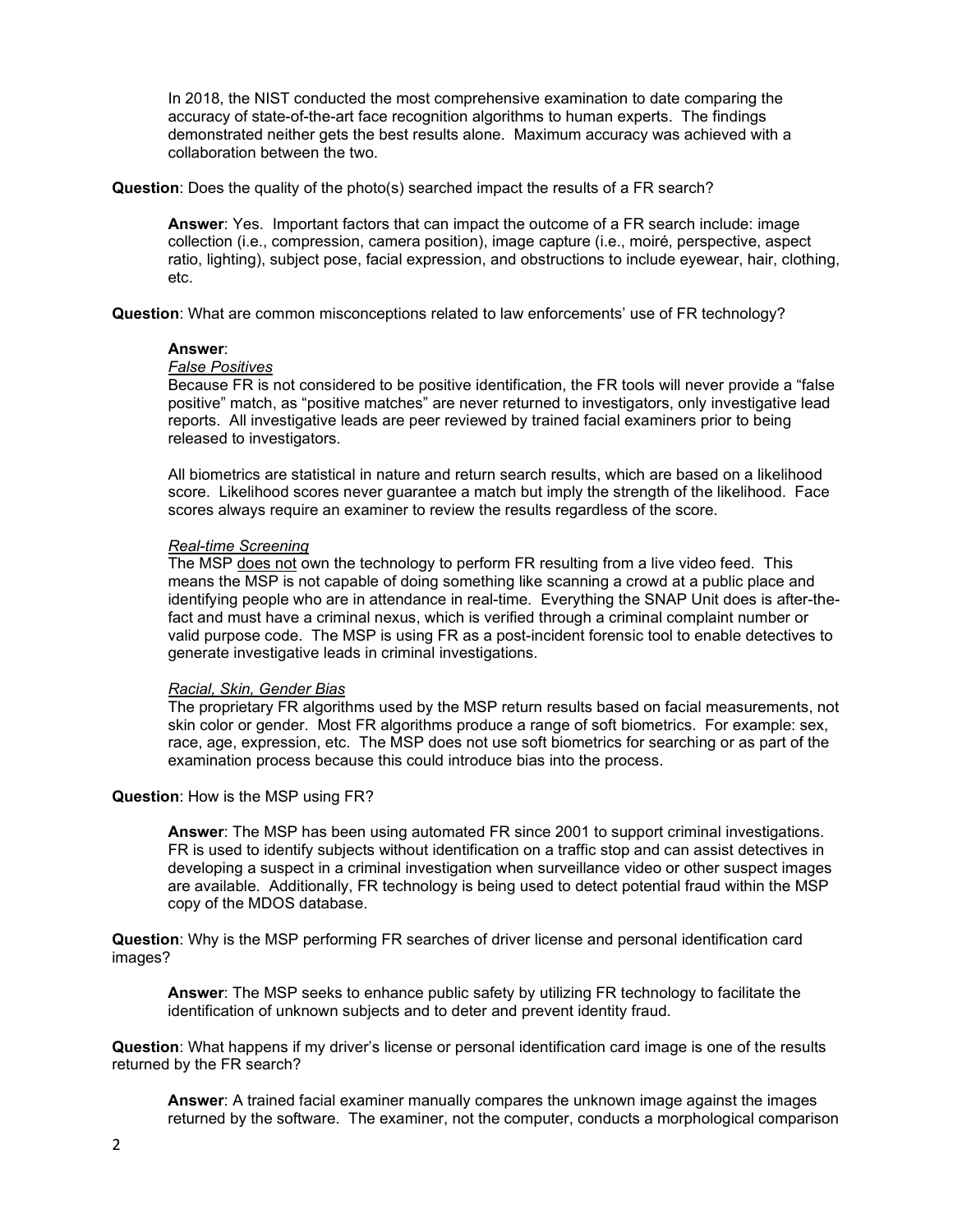In 2018, the NIST conducted the most comprehensive examination to date comparing the accuracy of state-of-the-art face recognition algorithms to human experts. The findings demonstrated neither gets the best results alone. Maximum accuracy was achieved with a collaboration between the two.

**Question**: Does the quality of the photo(s) searched impact the results of a FR search?

**Answer**: Yes. Important factors that can impact the outcome of a FR search include: image collection (i.e., compression, camera position), image capture (i.e., moiré, perspective, aspect ratio, lighting), subject pose, facial expression, and obstructions to include eyewear, hair, clothing, etc.

**Question**: What are common misconceptions related to law enforcements' use of FR technology?

**Answer**:

*False Positives*

Because FR is not considered to be positive identification, the FR tools will never provide a "false positive" match, as "positive matches" are never returned to investigators, only investigative lead reports. All investigative leads are peer reviewed by trained facial examiners prior to being released to investigators.

All biometrics are statistical in nature and return search results, which are based on a likelihood score. Likelihood scores never guarantee a match but imply the strength of the likelihood. Face scores always require an examiner to review the results regardless of the score.

*Real-time Screening*

The MSP does not own the technology to perform FR resulting from a live video feed. This means the MSP is not capable of doing something like scanning a crowd at a public place and identifying people who are in attendance in real-time. Everything the SNAP Unit does is after-the-fact and must have a criminal nexus, which is verified through a criminal complaint number or valid purpose code. The MSP is using FR as a post-incident forensic tool to enable detectives to generate investigative leads in criminal investigations.

*Racial, Skin, Gender Bias*

The proprietary FR algorithms used by the MSP return results based on facial measurements, not skin color or gender. Most FR algorithms produce a range of soft biometrics. For example: sex, race, age, expression, etc. The MSP does not use soft biometrics for searching or as part of the examination process because this could introduce bias into the process.

**Question**: How is the MSP using FR?

**Answer**: The MSP has been using automated FR since 2001 to support criminal investigations. FR is used to identify subjects without identification on a traffic stop and can assist detectives in developing a suspect in a criminal investigation when surveillance video or other suspect images are available. Additionally, FR technology is being used to detect potential fraud within the MSP copy of the MDOS database.

**Question**: Why is the MSP performing FR searches of driver license and personal identification card images?

**Answer**: The MSP seeks to enhance public safety by utilizing FR technology to facilitate the identification of unknown subjects and to deter and prevent identity fraud.

**Question**: What happens if my driver's license or personal identification card image is one of the results returned by the FR search?

**Answer**: A trained facial examiner manually compares the unknown image against the images returned by the software. The examiner, not the computer, conducts a morphological comparison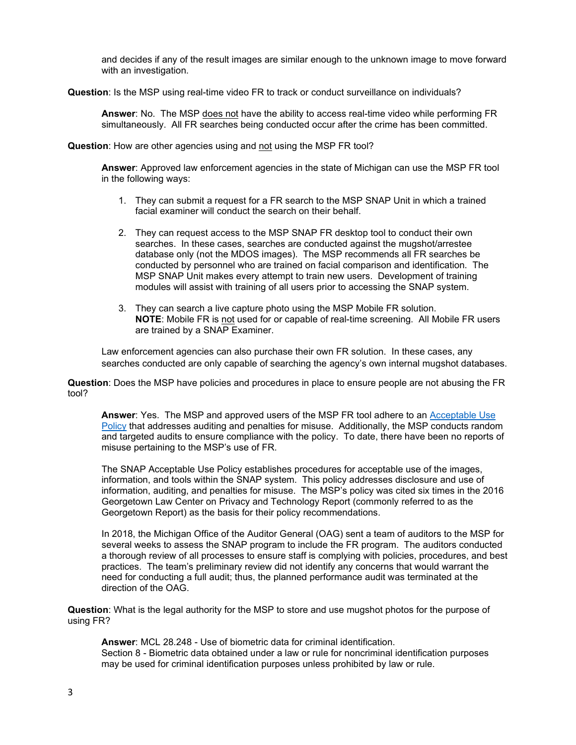and decides if any of the result images are similar enough to the unknown image to move forward with an investigation.

**Question**: Is the MSP using real-time video FR to track or conduct surveillance on individuals?

> **Answer**: No. The MSP does not have the ability to access real-time video while performing FR simultaneously. All FR searches being conducted occur after the crime has been committed.

**Question**: How are other agencies using and not using the MSP FR tool?

> **Answer**: Approved law enforcement agencies in the state of Michigan can use the MSP FR tool in the following ways:
>
> 1. They can submit a request for a FR search to the MSP SNAP Unit in which a trained facial examiner will conduct the search on their behalf.
>
> 2. They can request access to the MSP SNAP FR desktop tool to conduct their own searches. In these cases, searches are conducted against the mugshot/arrestee database only (not the MDOS images). The MSP recommends all FR searches be conducted by personnel who are trained on facial comparison and identification. The MSP SNAP Unit makes every attempt to train new users. Development of training modules will assist with training of all users prior to accessing the SNAP system.
>
> 3. They can search a live capture photo using the MSP Mobile FR solution.
> **NOTE**: Mobile FR is not used for or capable of real-time screening. All Mobile FR users are trained by a SNAP Examiner.
>
> Law enforcement agencies can also purchase their own FR solution. In these cases, any searches conducted are only capable of searching the agency's own internal mugshot databases.

**Question**: Does the MSP have policies and procedures in place to ensure people are not abusing the FR tool?

> **Answer**: Yes. The MSP and approved users of the MSP FR tool adhere to an Acceptable Use Policy that addresses auditing and penalties for misuse. Additionally, the MSP conducts random and targeted audits to ensure compliance with the policy. To date, there have been no reports of misuse pertaining to the MSP's use of FR.
>
> The SNAP Acceptable Use Policy establishes procedures for acceptable use of the images, information, and tools within the SNAP system. This policy addresses disclosure and use of information, auditing, and penalties for misuse. The MSP's policy was cited six times in the 2016 Georgetown Law Center on Privacy and Technology Report (commonly referred to as the Georgetown Report) as the basis for their policy recommendations.
>
> In 2018, the Michigan Office of the Auditor General (OAG) sent a team of auditors to the MSP for several weeks to assess the SNAP program to include the FR program. The auditors conducted a thorough review of all processes to ensure staff is complying with policies, procedures, and best practices. The team's preliminary review did not identify any concerns that would warrant the need for conducting a full audit; thus, the planned performance audit was terminated at the direction of the OAG.

**Question**: What is the legal authority for the MSP to store and use mugshot photos for the purpose of using FR?

> **Answer**: MCL 28.248 - Use of biometric data for criminal identification.
> Section 8 - Biometric data obtained under a law or rule for noncriminal identification purposes may be used for criminal identification purposes unless prohibited by law or rule.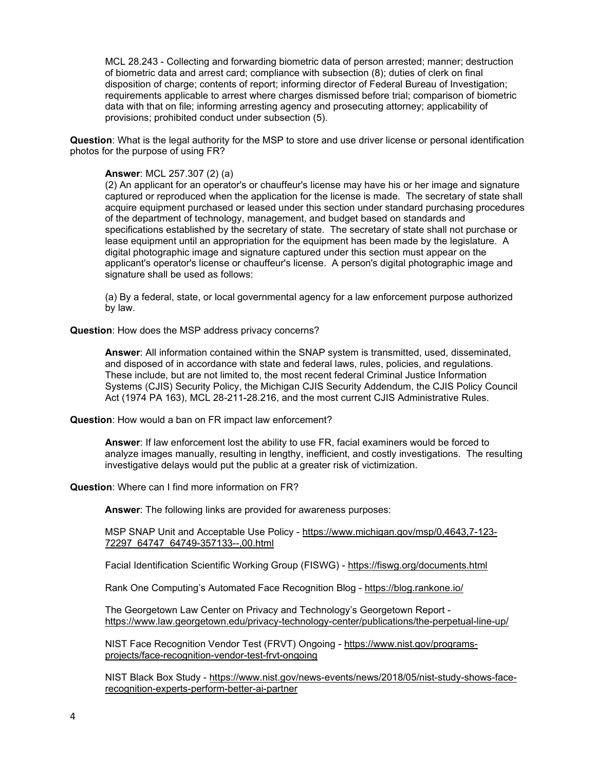MCL 28.243 - Collecting and forwarding biometric data of person arrested; manner; destruction of biometric data and arrest card; compliance with subsection (8); duties of clerk on final disposition of charge; contents of report; informing director of Federal Bureau of Investigation; requirements applicable to arrest where charges dismissed before trial; comparison of biometric data with that on file; informing arresting agency and prosecuting attorney; applicability of provisions; prohibited conduct under subsection (5).

**Question**: What is the legal authority for the MSP to store and use driver license or personal identification photos for the purpose of using FR?

**Answer**: MCL 257.307 (2) (a)

(2) An applicant for an operator's or chauffeur's license may have his or her image and signature captured or reproduced when the application for the license is made. The secretary of state shall acquire equipment purchased or leased under this section under standard purchasing procedures of the department of technology, management, and budget based on standards and specifications established by the secretary of state. The secretary of state shall not purchase or lease equipment until an appropriation for the equipment has been made by the legislature. A digital photographic image and signature captured under this section must appear on the applicant's operator's license or chauffeur's license. A person's digital photographic image and signature shall be used as follows:

(a) By a federal, state, or local governmental agency for a law enforcement purpose authorized by law.

**Question**: How does the MSP address privacy concerns?

**Answer**: All information contained within the SNAP system is transmitted, used, disseminated, and disposed of in accordance with state and federal laws, rules, policies, and regulations. These include, but are not limited to, the most recent federal Criminal Justice Information Systems (CJIS) Security Policy, the Michigan CJIS Security Addendum, the CJIS Policy Council Act (1974 PA 163), MCL 28-211-28.216, and the most current CJIS Administrative Rules.

**Question**: How would a ban on FR impact law enforcement?

**Answer**: If law enforcement lost the ability to use FR, facial examiners would be forced to analyze images manually, resulting in lengthy, inefficient, and costly investigations. The resulting investigative delays would put the public at a greater risk of victimization.

**Question**: Where can I find more information on FR?

**Answer**: The following links are provided for awareness purposes:

MSP SNAP Unit and Acceptable Use Policy - https://www.michigan.gov/msp/0,4643,7-123-72297_64747_64749-357133--,00.html

Facial Identification Scientific Working Group (FISWG) - https://fiswg.org/documents.html

Rank One Computing's Automated Face Recognition Blog - https://blog.rankone.io/

The Georgetown Law Center on Privacy and Technology's Georgetown Report - https://www.law.georgetown.edu/privacy-technology-center/publications/the-perpetual-line-up/

NIST Face Recognition Vendor Test (FRVT) Ongoing - https://www.nist.gov/programs-projects/face-recognition-vendor-test-frvt-ongoing

NIST Black Box Study - https://www.nist.gov/news-events/news/2018/05/nist-study-shows-face-recognition-experts-perform-better-ai-partner